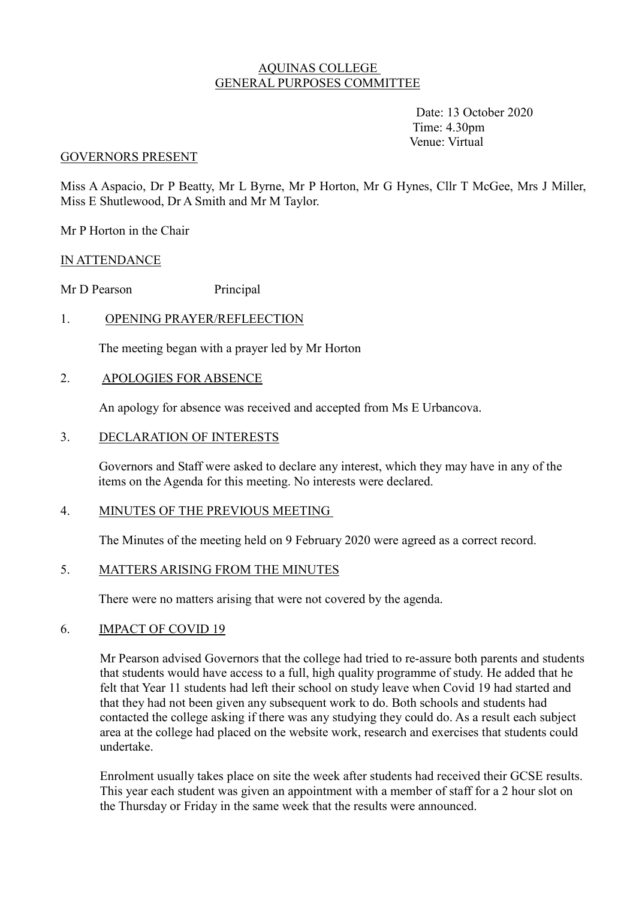# AQUINAS COLLEGE
## GENERAL PURPOSES COMMITTEE

Date: 13 October 2020
Time: 4.30pm
Venue: Virtual

### GOVERNORS PRESENT

Miss A Aspacio, Dr P Beatty, Mr L Byrne, Mr P Horton, Mr G Hynes, Cllr T McGee, Mrs J Miller, Miss E Shutlewood, Dr A Smith and Mr M Taylor.

Mr P Horton in the Chair

### IN ATTENDANCE

Mr D Pearson Principal

### 1. OPENING PRAYER/REFLEECTION

The meeting began with a prayer led by Mr Horton

### 2. APOLOGIES FOR ABSENCE

An apology for absence was received and accepted from Ms E Urbancova.

### 3. DECLARATION OF INTERESTS

Governors and Staff were asked to declare any interest, which they may have in any of the items on the Agenda for this meeting. No interests were declared.

### 4. MINUTES OF THE PREVIOUS MEETING

The Minutes of the meeting held on 9 February 2020 were agreed as a correct record.

### 5. MATTERS ARISING FROM THE MINUTES

There were no matters arising that were not covered by the agenda.

### 6. IMPACT OF COVID 19

Mr Pearson advised Governors that the college had tried to re-assure both parents and students that students would have access to a full, high quality programme of study. He added that he felt that Year 11 students had left their school on study leave when Covid 19 had started and that they had not been given any subsequent work to do. Both schools and students had contacted the college asking if there was any studying they could do. As a result each subject area at the college had placed on the website work, research and exercises that students could undertake.

Enrolment usually takes place on site the week after students had received their GCSE results. This year each student was given an appointment with a member of staff for a 2 hour slot on the Thursday or Friday in the same week that the results were announced.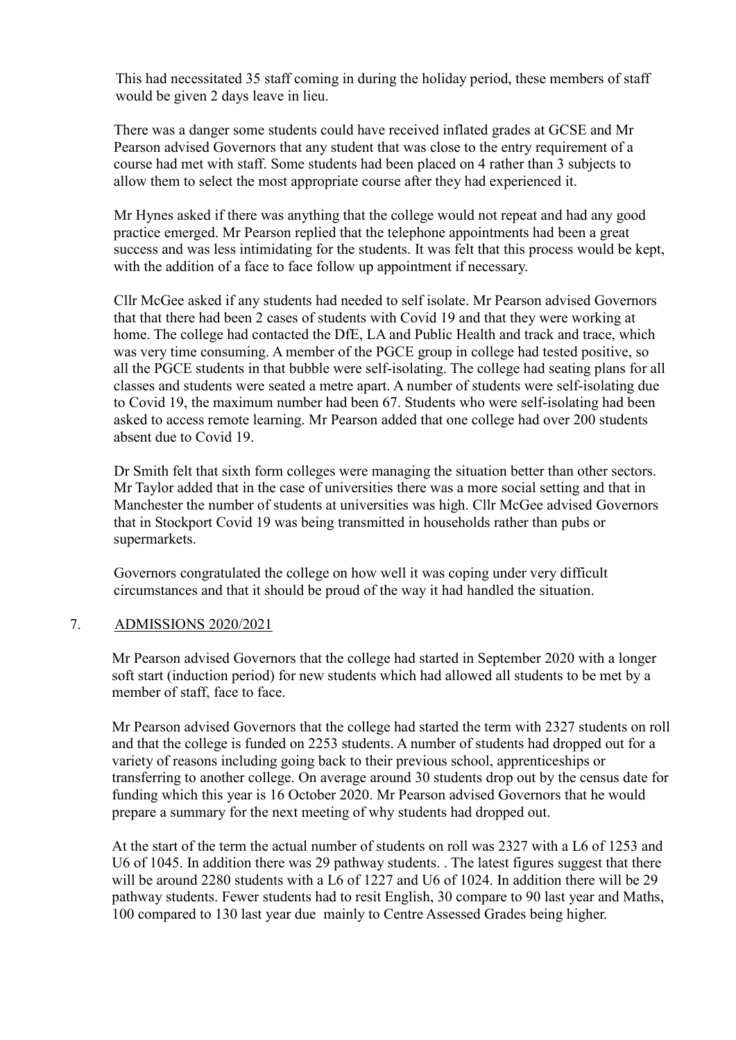This had necessitated 35 staff coming in during the holiday period, these members of staff would be given 2 days leave in lieu.

There was a danger some students could have received inflated grades at GCSE and Mr Pearson advised Governors that any student that was close to the entry requirement of a course had met with staff. Some students had been placed on 4 rather than 3 subjects to allow them to select the most appropriate course after they had experienced it.

Mr Hynes asked if there was anything that the college would not repeat and had any good practice emerged. Mr Pearson replied that the telephone appointments had been a great success and was less intimidating for the students. It was felt that this process would be kept, with the addition of a face to face follow up appointment if necessary.

Cllr McGee asked if any students had needed to self isolate. Mr Pearson advised Governors that that there had been 2 cases of students with Covid 19 and that they were working at home. The college had contacted the DfE, LA and Public Health and track and trace, which was very time consuming. A member of the PGCE group in college had tested positive, so all the PGCE students in that bubble were self-isolating. The college had seating plans for all classes and students were seated a metre apart. A number of students were self-isolating due to Covid 19, the maximum number had been 67. Students who were self-isolating had been asked to access remote learning. Mr Pearson added that one college had over 200 students absent due to Covid 19.

Dr Smith felt that sixth form colleges were managing the situation better than other sectors. Mr Taylor added that in the case of universities there was a more social setting and that in Manchester the number of students at universities was high. Cllr McGee advised Governors that in Stockport Covid 19 was being transmitted in households rather than pubs or supermarkets.

Governors congratulated the college on how well it was coping under very difficult circumstances and that it should be proud of the way it had handled the situation.

## 7. ADMISSIONS 2020/2021

Mr Pearson advised Governors that the college had started in September 2020 with a longer soft start (induction period) for new students which had allowed all students to be met by a member of staff, face to face.

Mr Pearson advised Governors that the college had started the term with 2327 students on roll and that the college is funded on 2253 students. A number of students had dropped out for a variety of reasons including going back to their previous school, apprenticeships or transferring to another college. On average around 30 students drop out by the census date for funding which this year is 16 October 2020. Mr Pearson advised Governors that he would prepare a summary for the next meeting of why students had dropped out.

At the start of the term the actual number of students on roll was 2327 with a L6 of 1253 and U6 of 1045. In addition there was 29 pathway students. . The latest figures suggest that there will be around 2280 students with a L6 of 1227 and U6 of 1024. In addition there will be 29 pathway students. Fewer students had to resit English, 30 compare to 90 last year and Maths, 100 compared to 130 last year due mainly to Centre Assessed Grades being higher.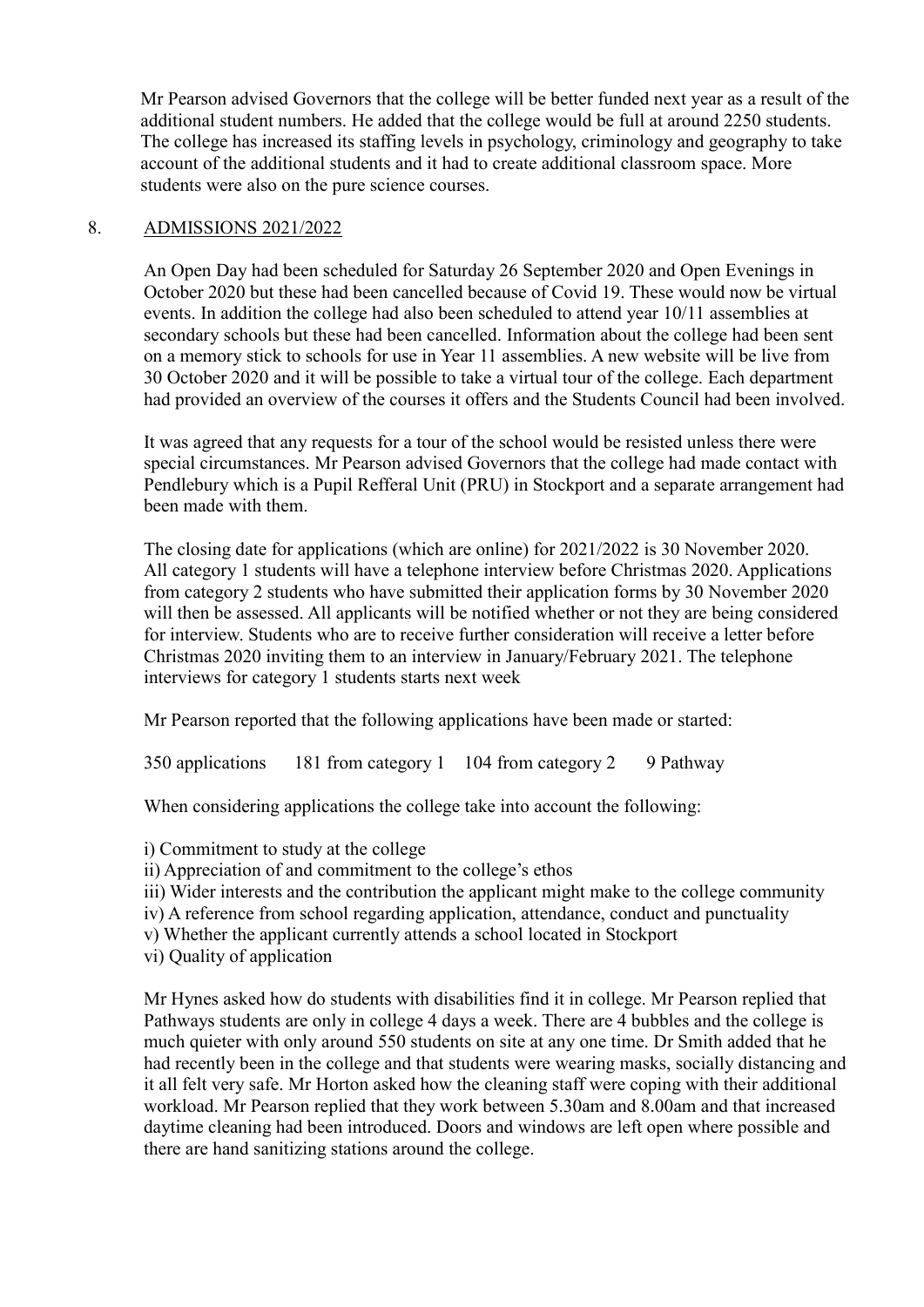Mr Pearson advised Governors that the college will be better funded next year as a result of the additional student numbers. He added that the college would be full at around 2250 students. The college has increased its staffing levels in psychology, criminology and geography to take account of the additional students and it had to create additional classroom space. More students were also on the pure science courses.

## 8. ADMISSIONS 2021/2022

An Open Day had been scheduled for Saturday 26 September 2020 and Open Evenings in October 2020 but these had been cancelled because of Covid 19. These would now be virtual events. In addition the college had also been scheduled to attend year 10/11 assemblies at secondary schools but these had been cancelled. Information about the college had been sent on a memory stick to schools for use in Year 11 assemblies. A new website will be live from 30 October 2020 and it will be possible to take a virtual tour of the college. Each department had provided an overview of the courses it offers and the Students Council had been involved.

It was agreed that any requests for a tour of the school would be resisted unless there were special circumstances. Mr Pearson advised Governors that the college had made contact with Pendlebury which is a Pupil Refferal Unit (PRU) in Stockport and a separate arrangement had been made with them.

The closing date for applications (which are online) for 2021/2022 is 30 November 2020. All category 1 students will have a telephone interview before Christmas 2020. Applications from category 2 students who have submitted their application forms by 30 November 2020 will then be assessed. All applicants will be notified whether or not they are being considered for interview. Students who are to receive further consideration will receive a letter before Christmas 2020 inviting them to an interview in January/February 2021. The telephone interviews for category 1 students starts next week

Mr Pearson reported that the following applications have been made or started:

350 applications 181 from category 1 104 from category 2 9 Pathway

When considering applications the college take into account the following:

i) Commitment to study at the college
ii) Appreciation of and commitment to the college's ethos
iii) Wider interests and the contribution the applicant might make to the college community
iv) A reference from school regarding application, attendance, conduct and punctuality
v) Whether the applicant currently attends a school located in Stockport
vi) Quality of application

Mr Hynes asked how do students with disabilities find it in college. Mr Pearson replied that Pathways students are only in college 4 days a week. There are 4 bubbles and the college is much quieter with only around 550 students on site at any one time. Dr Smith added that he had recently been in the college and that students were wearing masks, socially distancing and it all felt very safe. Mr Horton asked how the cleaning staff were coping with their additional workload. Mr Pearson replied that they work between 5.30am and 8.00am and that increased daytime cleaning had been introduced. Doors and windows are left open where possible and there are hand sanitizing stations around the college.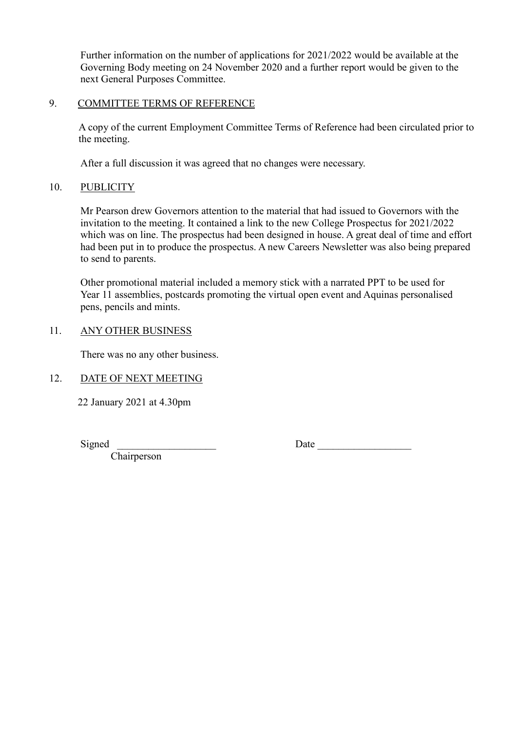Further information on the number of applications for 2021/2022 would be available at the Governing Body meeting on 24 November 2020 and a further report would be given to the next General Purposes Committee.

9. COMMITTEE TERMS OF REFERENCE

A copy of the current Employment Committee Terms of Reference had been circulated prior to the meeting.

After a full discussion it was agreed that no changes were necessary.

10. PUBLICITY

Mr Pearson drew Governors attention to the material that had issued to Governors with the invitation to the meeting. It contained a link to the new College Prospectus for 2021/2022 which was on line. The prospectus had been designed in house. A great deal of time and effort had been put in to produce the prospectus. A new Careers Newsletter was also being prepared to send to parents.

Other promotional material included a memory stick with a narrated PPT to be used for Year 11 assemblies, postcards promoting the virtual open event and Aquinas personalised pens, pencils and mints.

11. ANY OTHER BUSINESS

There was no any other business.

12. DATE OF NEXT MEETING

22 January 2021 at 4.30pm

Signed ___________________ Date __________________

Chairperson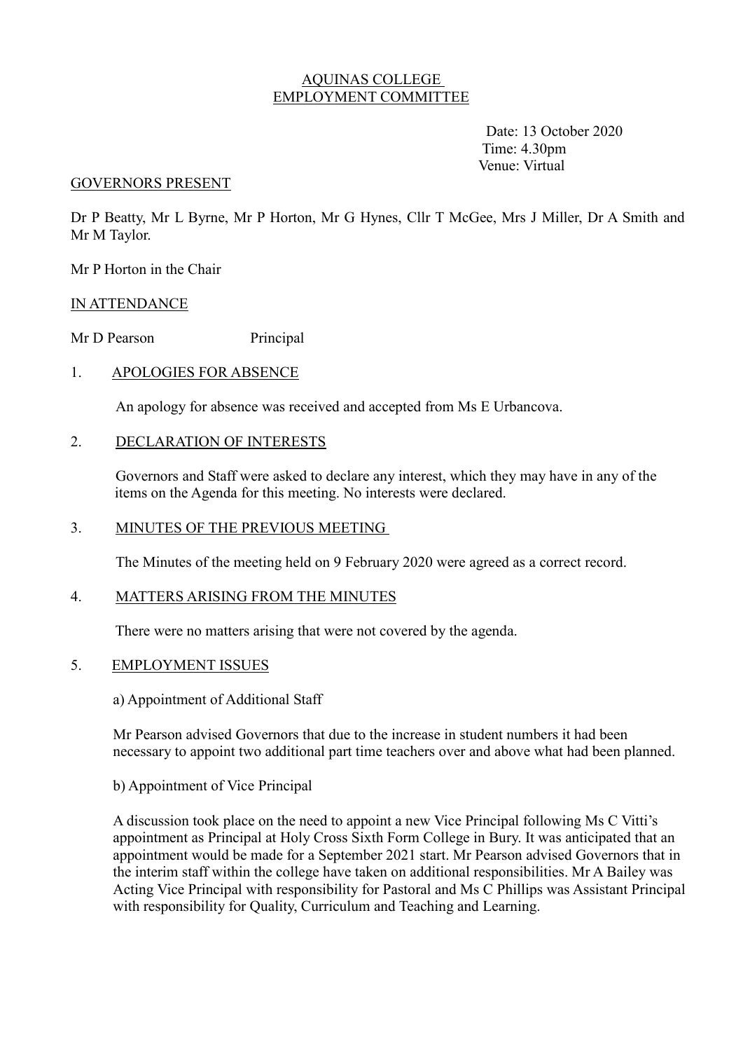# AQUINAS COLLEGE
# EMPLOYMENT COMMITTEE

Date: 13 October 2020
Time: 4.30pm
Venue: Virtual

## GOVERNORS PRESENT

Dr P Beatty, Mr L Byrne, Mr P Horton, Mr G Hynes, Cllr T McGee, Mrs J Miller, Dr A Smith and Mr M Taylor.

Mr P Horton in the Chair

## IN ATTENDANCE

Mr D Pearson Principal

### 1. APOLOGIES FOR ABSENCE

An apology for absence was received and accepted from Ms E Urbancova.

### 2. DECLARATION OF INTERESTS

Governors and Staff were asked to declare any interest, which they may have in any of the items on the Agenda for this meeting. No interests were declared.

### 3. MINUTES OF THE PREVIOUS MEETING

The Minutes of the meeting held on 9 February 2020 were agreed as a correct record.

### 4. MATTERS ARISING FROM THE MINUTES

There were no matters arising that were not covered by the agenda.

### 5. EMPLOYMENT ISSUES

a) Appointment of Additional Staff

Mr Pearson advised Governors that due to the increase in student numbers it had been necessary to appoint two additional part time teachers over and above what had been planned.

b) Appointment of Vice Principal

A discussion took place on the need to appoint a new Vice Principal following Ms C Vitti's appointment as Principal at Holy Cross Sixth Form College in Bury. It was anticipated that an appointment would be made for a September 2021 start. Mr Pearson advised Governors that in the interim staff within the college have taken on additional responsibilities. Mr A Bailey was Acting Vice Principal with responsibility for Pastoral and Ms C Phillips was Assistant Principal with responsibility for Quality, Curriculum and Teaching and Learning.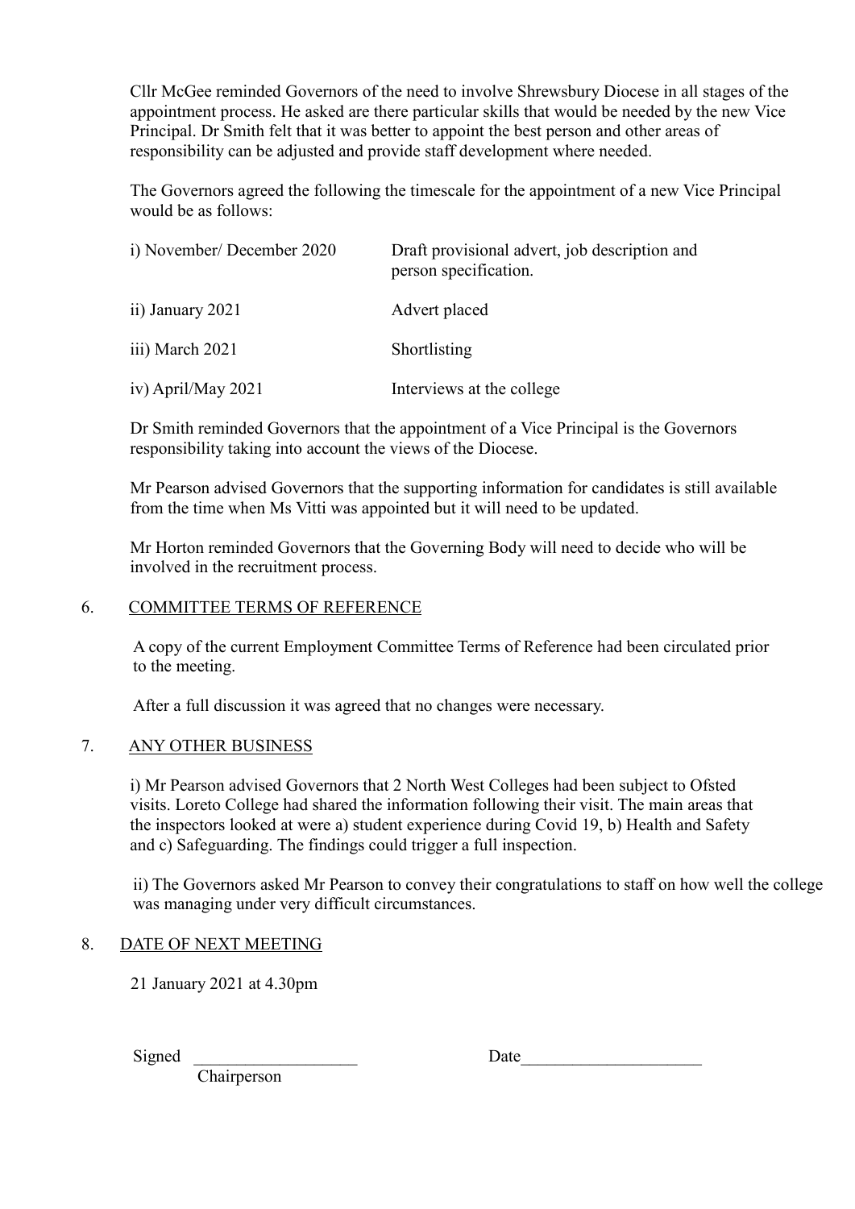Cllr McGee reminded Governors of the need to involve Shrewsbury Diocese in all stages of the appointment process. He asked are there particular skills that would be needed by the new Vice Principal. Dr Smith felt that it was better to appoint the best person and other areas of responsibility can be adjusted and provide staff development where needed.

The Governors agreed the following the timescale for the appointment of a new Vice Principal would be as follows:

| | |
|---|---|
| i) November/ December 2020 | Draft provisional advert, job description and person specification. |
| ii) January 2021 | Advert placed |
| iii) March 2021 | Shortlisting |
| iv) April/May 2021 | Interviews at the college |

Dr Smith reminded Governors that the appointment of a Vice Principal is the Governors responsibility taking into account the views of the Diocese.

Mr Pearson advised Governors that the supporting information for candidates is still available from the time when Ms Vitti was appointed but it will need to be updated.

Mr Horton reminded Governors that the Governing Body will need to decide who will be involved in the recruitment process.

## 6. COMMITTEE TERMS OF REFERENCE

A copy of the current Employment Committee Terms of Reference had been circulated prior to the meeting.

After a full discussion it was agreed that no changes were necessary.

## 7. ANY OTHER BUSINESS

i) Mr Pearson advised Governors that 2 North West Colleges had been subject to Ofsted visits. Loreto College had shared the information following their visit. The main areas that the inspectors looked at were a) student experience during Covid 19, b) Health and Safety and c) Safeguarding. The findings could trigger a full inspection.

ii) The Governors asked Mr Pearson to convey their congratulations to staff on how well the college was managing under very difficult circumstances.

## 8. DATE OF NEXT MEETING

21 January 2021 at 4.30pm

Signed ___________________ Date_____________________

Chairperson